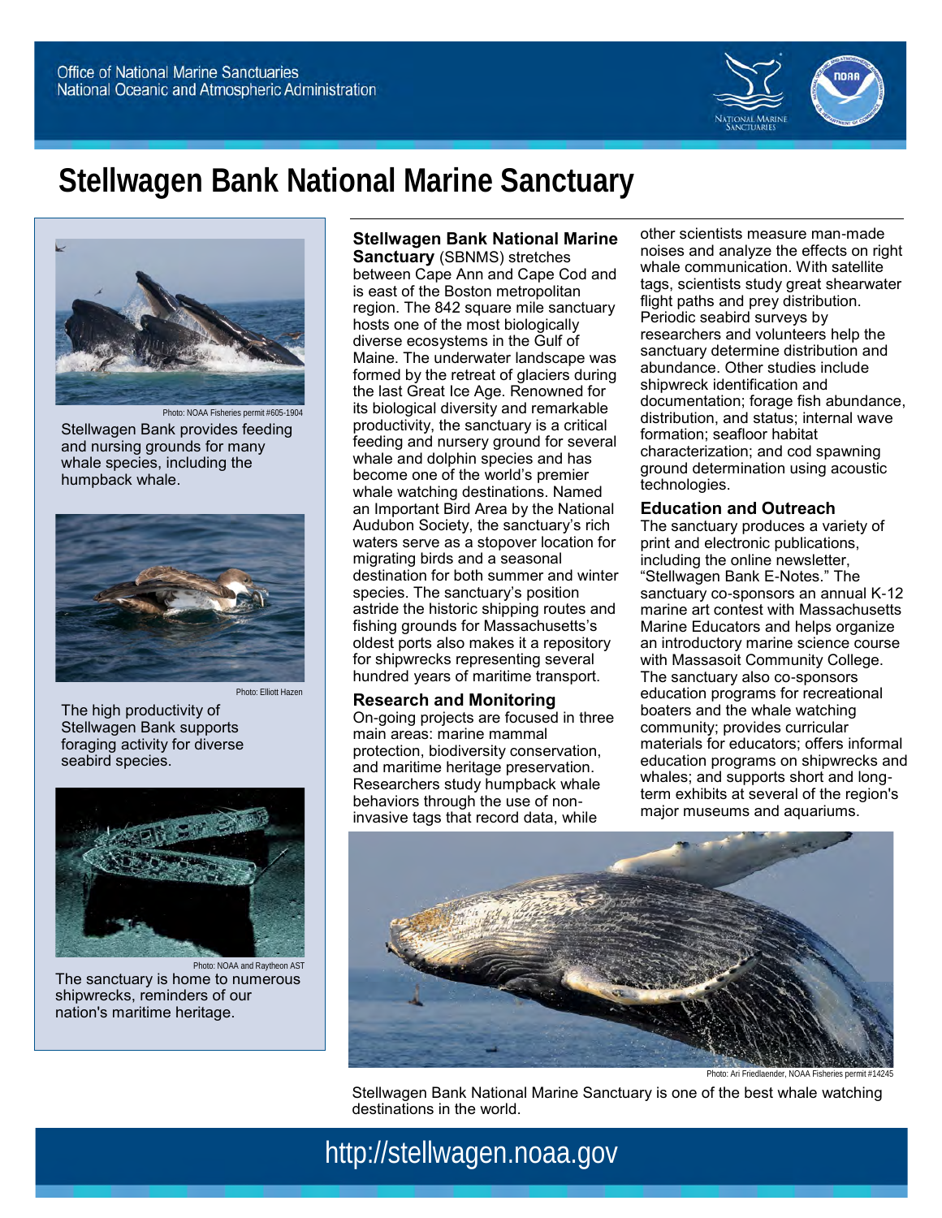Office of National Marine Sanctuaries
National Oceanic and Atmospheric Administration

# Stellwagen Bank National Marine Sanctuary

Photo: NOAA Fisheries permit #605-1904

Stellwagen Bank provides feeding and nursing grounds for many whale species, including the humpback whale.

Photo: Elliott Hazen

The high productivity of Stellwagen Bank supports foraging activity for diverse seabird species.

Photo: NOAA and Raytheon AST

The sanctuary is home to numerous shipwrecks, reminders of our nation's maritime heritage.

**Stellwagen Bank National Marine Sanctuary** (SBNMS) stretches between Cape Ann and Cape Cod and is east of the Boston metropolitan region. The 842 square mile sanctuary hosts one of the most biologically diverse ecosystems in the Gulf of Maine. The underwater landscape was formed by the retreat of glaciers during the last Great Ice Age. Renowned for its biological diversity and remarkable productivity, the sanctuary is a critical feeding and nursery ground for several whale and dolphin species and has become one of the world's premier whale watching destinations. Named an Important Bird Area by the National Audubon Society, the sanctuary's rich waters serve as a stopover location for migrating birds and a seasonal destination for both summer and winter species. The sanctuary's position astride the historic shipping routes and fishing grounds for Massachusetts's oldest ports also makes it a repository for shipwrecks representing several hundred years of maritime transport.

## Research and Monitoring

On-going projects are focused in three main areas: marine mammal protection, biodiversity conservation, and maritime heritage preservation. Researchers study humpback whale behaviors through the use of non-invasive tags that record data, while other scientists measure man-made noises and analyze the effects on right whale communication. With satellite tags, scientists study great shearwater flight paths and prey distribution. Periodic seabird surveys by researchers and volunteers help the sanctuary determine distribution and abundance. Other studies include shipwreck identification and documentation; forage fish abundance, distribution, and status; internal wave formation; seafloor habitat characterization; and cod spawning ground determination using acoustic technologies.

## Education and Outreach

The sanctuary produces a variety of print and electronic publications, including the online newsletter, "Stellwagen Bank E-Notes." The sanctuary co-sponsors an annual K-12 marine art contest with Massachusetts Marine Educators and helps organize an introductory marine science course with Massasoit Community College. The sanctuary also co-sponsors education programs for recreational boaters and the whale watching community; provides curricular materials for educators; offers informal education programs on shipwrecks and whales; and supports short and long-term exhibits at several of the region's major museums and aquariums.

Photo: Ari Friedlaender, NOAA Fisheries permit #14245

Stellwagen Bank National Marine Sanctuary is one of the best whale watching destinations in the world.

http://stellwagen.noaa.gov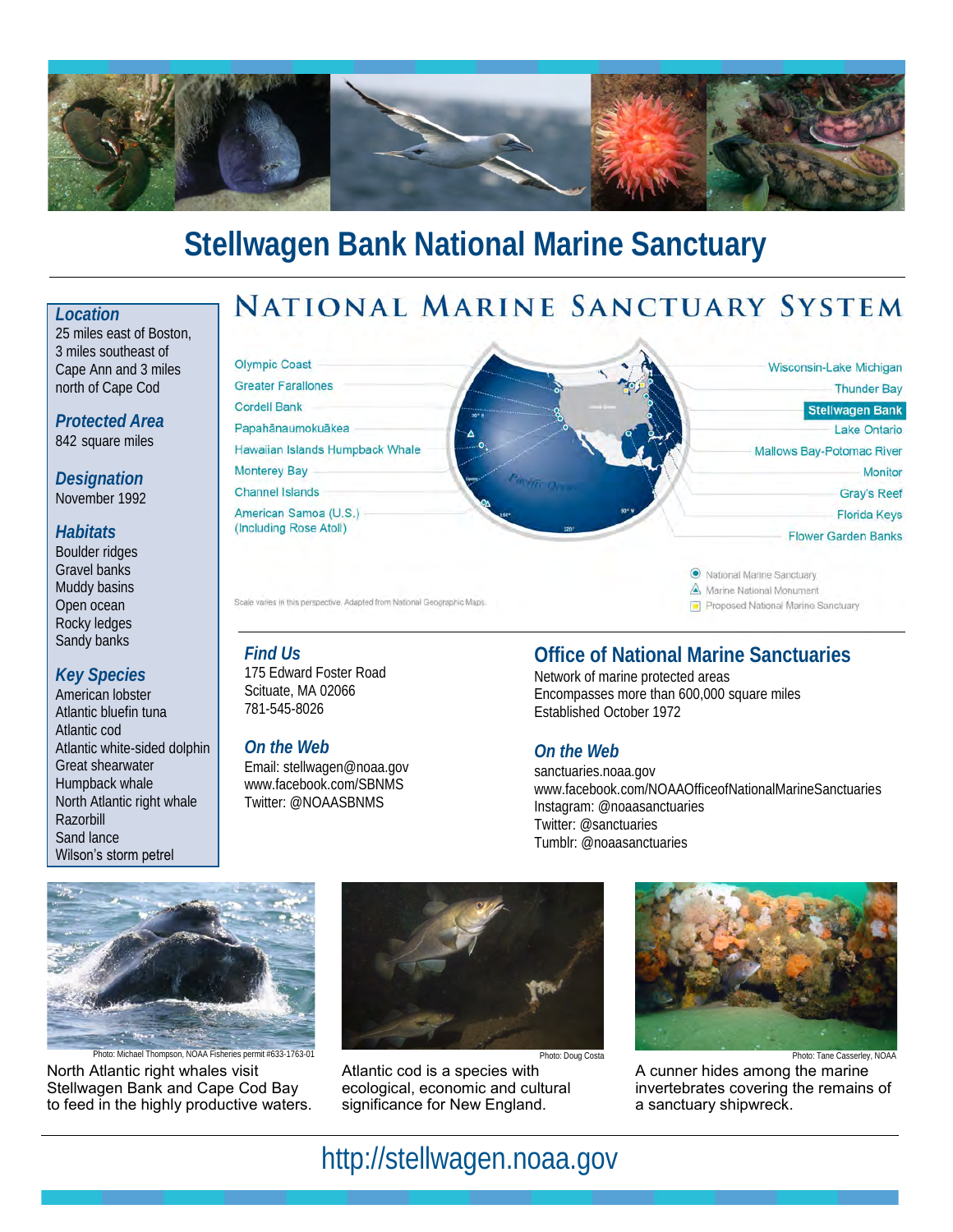# Stellwagen Bank National Marine Sanctuary

### *Location*
25 miles east of Boston, 3 miles southeast of Cape Ann and 3 miles north of Cape Cod

### *Protected Area*
842 square miles

### *Designation*
November 1992

### *Habitats*
Boulder ridges
Gravel banks
Muddy basins
Open ocean
Rocky ledges
Sandy banks

### *Key Species*
American lobster
Atlantic bluefin tuna
Atlantic cod
Atlantic white-sided dolphin
Great shearwater
Humpback whale
North Atlantic right whale
Razorbill
Sand lance
Wilson's storm petrel

## National Marine Sanctuary System

Olympic Coast
Greater Farallones
Cordell Bank
Papahānaumokuākea
Hawaiian Islands Humpback Whale
Monterey Bay
Channel Islands
American Samoa (U.S.) (Including Rose Atoll)

Wisconsin-Lake Michigan
Thunder Bay
Stellwagen Bank
Lake Ontario
Mallows Bay-Potomac River
Monitor
Gray's Reef
Florida Keys
Flower Garden Banks

National Marine Sanctuary
Marine National Monument
Proposed National Marine Sanctuary

Scale varies in this perspective. Adapted from National Geographic Maps.

### *Find Us*
175 Edward Foster Road
Scituate, MA 02066
781-545-8026

### *On the Web*
Email: stellwagen@noaa.gov
www.facebook.com/SBNMS
Twitter: @NOAASBNMS

## Office of National Marine Sanctuaries
Network of marine protected areas
Encompasses more than 600,000 square miles
Established October 1972

### *On the Web*
sanctuaries.noaa.gov
www.facebook.com/NOAAOfficeofNationalMarineSanctuaries
Instagram: @noaasanctuaries
Twitter: @sanctuaries
Tumblr: @noaasanctuaries

Photo: Michael Thompson, NOAA Fisheries permit #633-1763-01

North Atlantic right whales visit Stellwagen Bank and Cape Cod Bay to feed in the highly productive waters.

Photo: Doug Costa

Atlantic cod is a species with ecological, economic and cultural significance for New England.

Photo: Tane Casserley, NOAA

A cunner hides among the marine invertebrates covering the remains of a sanctuary shipwreck.

http://stellwagen.noaa.gov